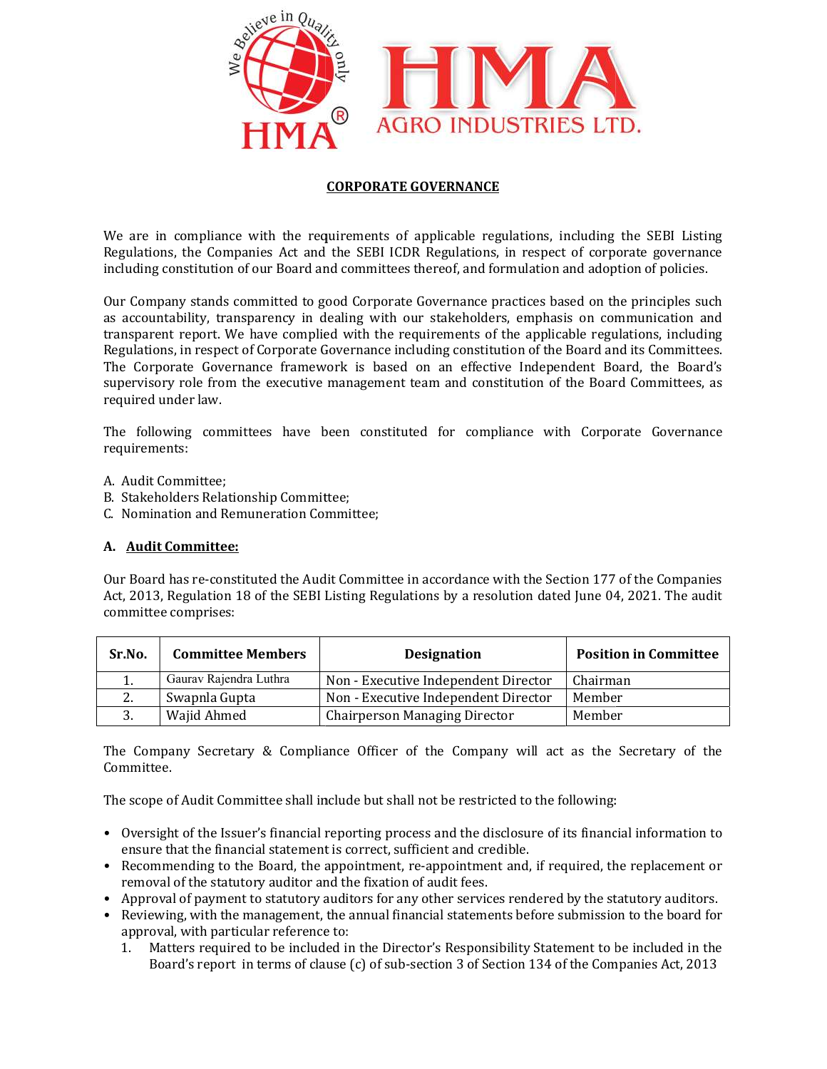HMA AGRO INDUSTRIES LTD.

# CORPORATE GOVERNANCE

We are in compliance with the requirements of applicable regulations, including the SEBI Listing Regulations, the Companies Act and the SEBI ICDR Regulations, in respect of corporate governance including constitution of our Board and committees thereof, and formulation and adoption of policies.

Our Company stands committed to good Corporate Governance practices based on the principles such as accountability, transparency in dealing with our stakeholders, emphasis on communication and transparent report. We have complied with the requirements of the applicable regulations, including Regulations, in respect of Corporate Governance including constitution of the Board and its Committees. The Corporate Governance framework is based on an effective Independent Board, the Board's supervisory role from the executive management team and constitution of the Board Committees, as required under law.

The following committees have been constituted for compliance with Corporate Governance requirements:

A. Audit Committee;
B. Stakeholders Relationship Committee;
C. Nomination and Remuneration Committee;

## A. Audit Committee:

Our Board has re-constituted the Audit Committee in accordance with the Section 177 of the Companies Act, 2013, Regulation 18 of the SEBI Listing Regulations by a resolution dated June 04, 2021. The audit committee comprises:

| Sr.No. | Committee Members | Designation | Position in Committee |
|---|---|---|---|
| 1. | Gaurav Rajendra Luthra | Non - Executive Independent Director | Chairman |
| 2. | Swapnla Gupta | Non - Executive Independent Director | Member |
| 3. | Wajid Ahmed | Chairperson Managing Director | Member |

The Company Secretary & Compliance Officer of the Company will act as the Secretary of the Committee.

The scope of Audit Committee shall include but shall not be restricted to the following:

- Oversight of the Issuer's financial reporting process and the disclosure of its financial information to ensure that the financial statement is correct, sufficient and credible.
- Recommending to the Board, the appointment, re-appointment and, if required, the replacement or removal of the statutory auditor and the fixation of audit fees.
- Approval of payment to statutory auditors for any other services rendered by the statutory auditors.
- Reviewing, with the management, the annual financial statements before submission to the board for approval, with particular reference to:
  1. Matters required to be included in the Director's Responsibility Statement to be included in the Board's report in terms of clause (c) of sub-section 3 of Section 134 of the Companies Act, 2013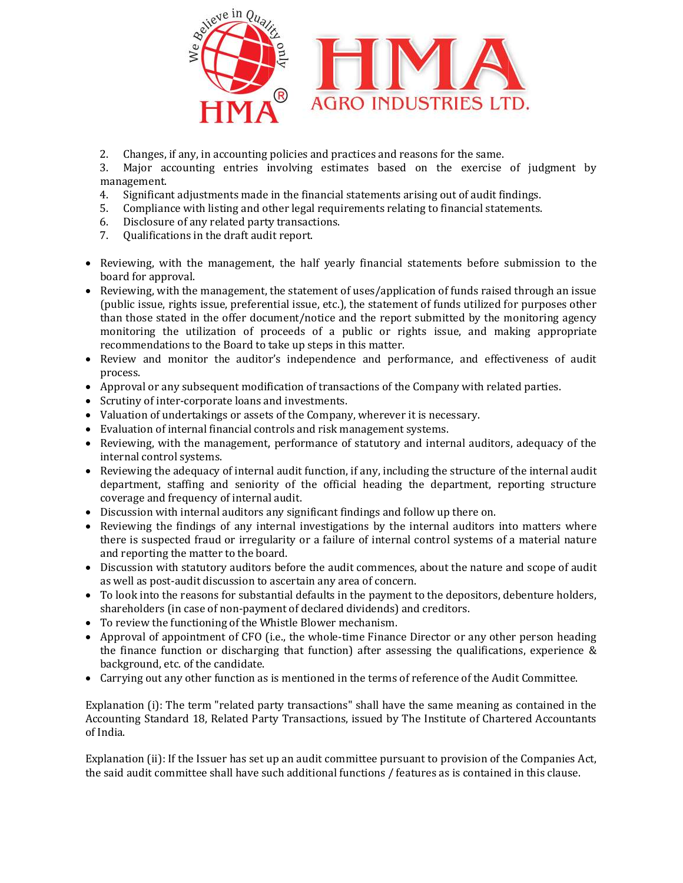2. Changes, if any, in accounting policies and practices and reasons for the same.
3. Major accounting entries involving estimates based on the exercise of judgment by management.
4. Significant adjustments made in the financial statements arising out of audit findings.
5. Compliance with listing and other legal requirements relating to financial statements.
6. Disclosure of any related party transactions.
7. Qualifications in the draft audit report.

- Reviewing, with the management, the half yearly financial statements before submission to the board for approval.
- Reviewing, with the management, the statement of uses/application of funds raised through an issue (public issue, rights issue, preferential issue, etc.), the statement of funds utilized for purposes other than those stated in the offer document/notice and the report submitted by the monitoring agency monitoring the utilization of proceeds of a public or rights issue, and making appropriate recommendations to the Board to take up steps in this matter.
- Review and monitor the auditor's independence and performance, and effectiveness of audit process.
- Approval or any subsequent modification of transactions of the Company with related parties.
- Scrutiny of inter-corporate loans and investments.
- Valuation of undertakings or assets of the Company, wherever it is necessary.
- Evaluation of internal financial controls and risk management systems.
- Reviewing, with the management, performance of statutory and internal auditors, adequacy of the internal control systems.
- Reviewing the adequacy of internal audit function, if any, including the structure of the internal audit department, staffing and seniority of the official heading the department, reporting structure coverage and frequency of internal audit.
- Discussion with internal auditors any significant findings and follow up there on.
- Reviewing the findings of any internal investigations by the internal auditors into matters where there is suspected fraud or irregularity or a failure of internal control systems of a material nature and reporting the matter to the board.
- Discussion with statutory auditors before the audit commences, about the nature and scope of audit as well as post-audit discussion to ascertain any area of concern.
- To look into the reasons for substantial defaults in the payment to the depositors, debenture holders, shareholders (in case of non-payment of declared dividends) and creditors.
- To review the functioning of the Whistle Blower mechanism.
- Approval of appointment of CFO (i.e., the whole-time Finance Director or any other person heading the finance function or discharging that function) after assessing the qualifications, experience & background, etc. of the candidate.
- Carrying out any other function as is mentioned in the terms of reference of the Audit Committee.

Explanation (i): The term "related party transactions" shall have the same meaning as contained in the Accounting Standard 18, Related Party Transactions, issued by The Institute of Chartered Accountants of India.

Explanation (ii): If the Issuer has set up an audit committee pursuant to provision of the Companies Act, the said audit committee shall have such additional functions / features as is contained in this clause.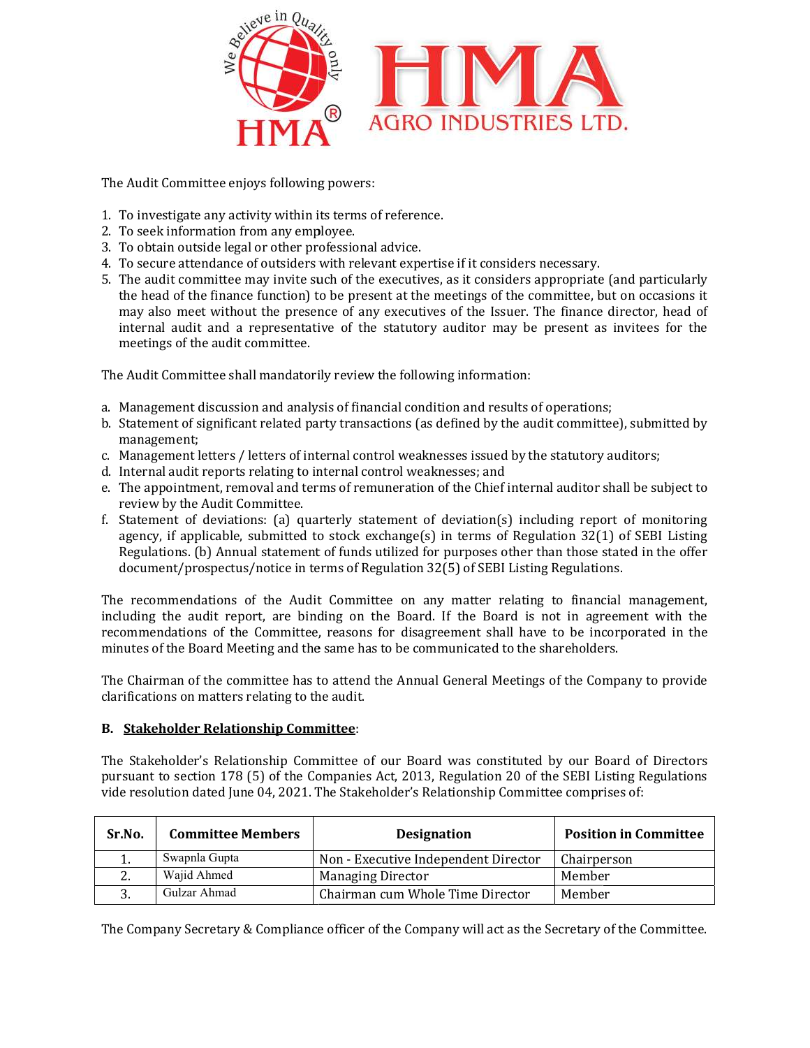The Audit Committee enjoys following powers:

1. To investigate any activity within its terms of reference.
2. To seek information from any employee.
3. To obtain outside legal or other professional advice.
4. To secure attendance of outsiders with relevant expertise if it considers necessary.
5. The audit committee may invite such of the executives, as it considers appropriate (and particularly the head of the finance function) to be present at the meetings of the committee, but on occasions it may also meet without the presence of any executives of the Issuer. The finance director, head of internal audit and a representative of the statutory auditor may be present as invitees for the meetings of the audit committee.

The Audit Committee shall mandatorily review the following information:

a. Management discussion and analysis of financial condition and results of operations;
b. Statement of significant related party transactions (as defined by the audit committee), submitted by management;
c. Management letters / letters of internal control weaknesses issued by the statutory auditors;
d. Internal audit reports relating to internal control weaknesses; and
e. The appointment, removal and terms of remuneration of the Chief internal auditor shall be subject to review by the Audit Committee.
f. Statement of deviations: (a) quarterly statement of deviation(s) including report of monitoring agency, if applicable, submitted to stock exchange(s) in terms of Regulation 32(1) of SEBI Listing Regulations. (b) Annual statement of funds utilized for purposes other than those stated in the offer document/prospectus/notice in terms of Regulation 32(5) of SEBI Listing Regulations.

The recommendations of the Audit Committee on any matter relating to financial management, including the audit report, are binding on the Board. If the Board is not in agreement with the recommendations of the Committee, reasons for disagreement shall have to be incorporated in the minutes of the Board Meeting and the same has to be communicated to the shareholders.

The Chairman of the committee has to attend the Annual General Meetings of the Company to provide clarifications on matters relating to the audit.

**B. Stakeholder Relationship Committee:**

The Stakeholder's Relationship Committee of our Board was constituted by our Board of Directors pursuant to section 178 (5) of the Companies Act, 2013, Regulation 20 of the SEBI Listing Regulations vide resolution dated June 04, 2021. The Stakeholder's Relationship Committee comprises of:

| Sr.No. | Committee Members | Designation | Position in Committee |
|---|---|---|---|
| 1. | Swapnla Gupta | Non - Executive Independent Director | Chairperson |
| 2. | Wajid Ahmed | Managing Director | Member |
| 3. | Gulzar Ahmad | Chairman cum Whole Time Director | Member |

The Company Secretary & Compliance officer of the Company will act as the Secretary of the Committee.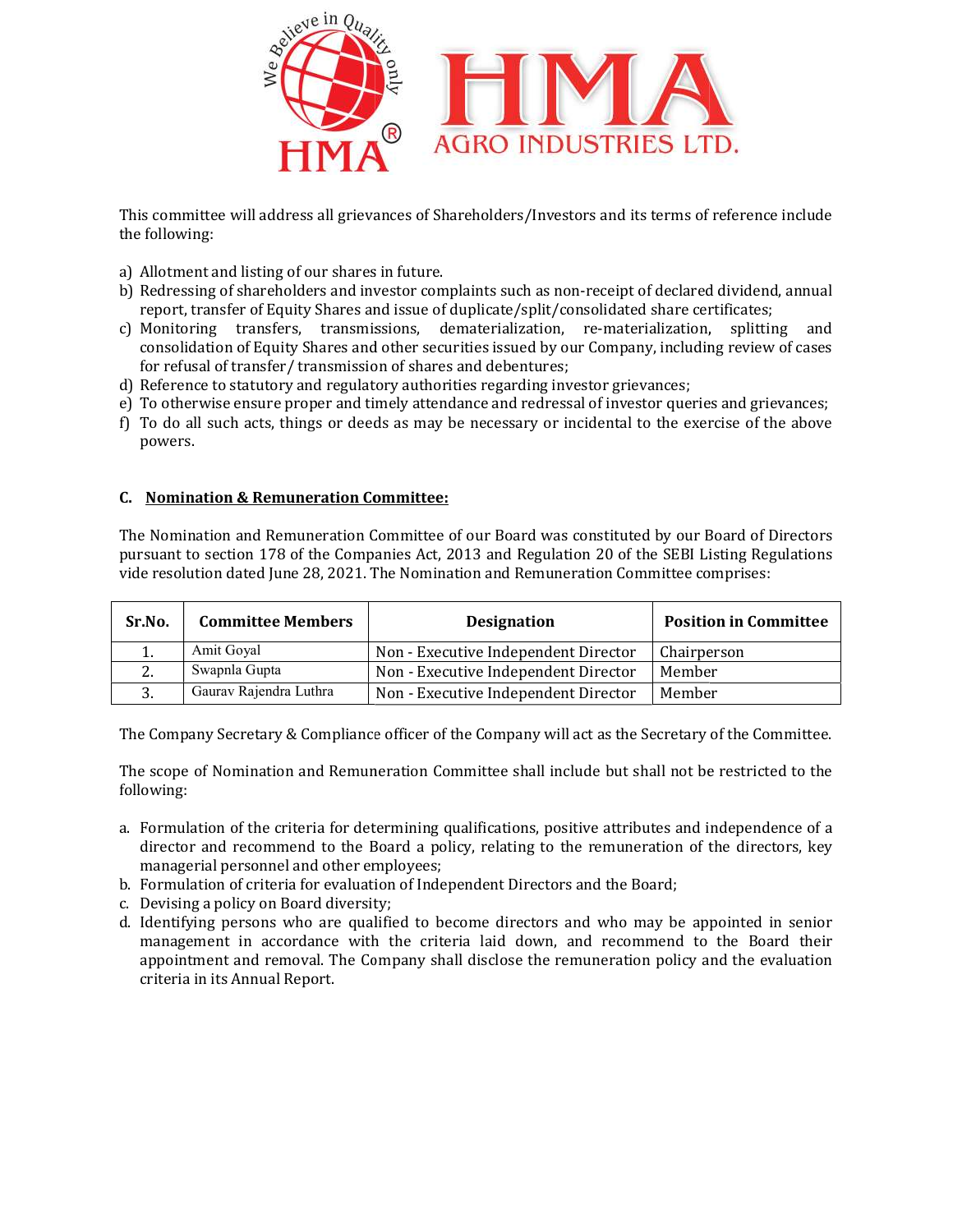This committee will address all grievances of Shareholders/Investors and its terms of reference include the following:

a) Allotment and listing of our shares in future.
b) Redressing of shareholders and investor complaints such as non-receipt of declared dividend, annual report, transfer of Equity Shares and issue of duplicate/split/consolidated share certificates;
c) Monitoring transfers, transmissions, dematerialization, re-materialization, splitting and consolidation of Equity Shares and other securities issued by our Company, including review of cases for refusal of transfer/ transmission of shares and debentures;
d) Reference to statutory and regulatory authorities regarding investor grievances;
e) To otherwise ensure proper and timely attendance and redressal of investor queries and grievances;
f) To do all such acts, things or deeds as may be necessary or incidental to the exercise of the above powers.

**C. <u>Nomination & Remuneration Committee:</u>**

The Nomination and Remuneration Committee of our Board was constituted by our Board of Directors pursuant to section 178 of the Companies Act, 2013 and Regulation 20 of the SEBI Listing Regulations vide resolution dated June 28, 2021. The Nomination and Remuneration Committee comprises:

| Sr.No. | Committee Members | Designation | Position in Committee |
|---|---|---|---|
| 1. | Amit Goyal | Non - Executive Independent Director | Chairperson |
| 2. | Swapnla Gupta | Non - Executive Independent Director | Member |
| 3. | Gaurav Rajendra Luthra | Non - Executive Independent Director | Member |

The Company Secretary & Compliance officer of the Company will act as the Secretary of the Committee.

The scope of Nomination and Remuneration Committee shall include but shall not be restricted to the following:

a. Formulation of the criteria for determining qualifications, positive attributes and independence of a director and recommend to the Board a policy, relating to the remuneration of the directors, key managerial personnel and other employees;
b. Formulation of criteria for evaluation of Independent Directors and the Board;
c. Devising a policy on Board diversity;
d. Identifying persons who are qualified to become directors and who may be appointed in senior management in accordance with the criteria laid down, and recommend to the Board their appointment and removal. The Company shall disclose the remuneration policy and the evaluation criteria in its Annual Report.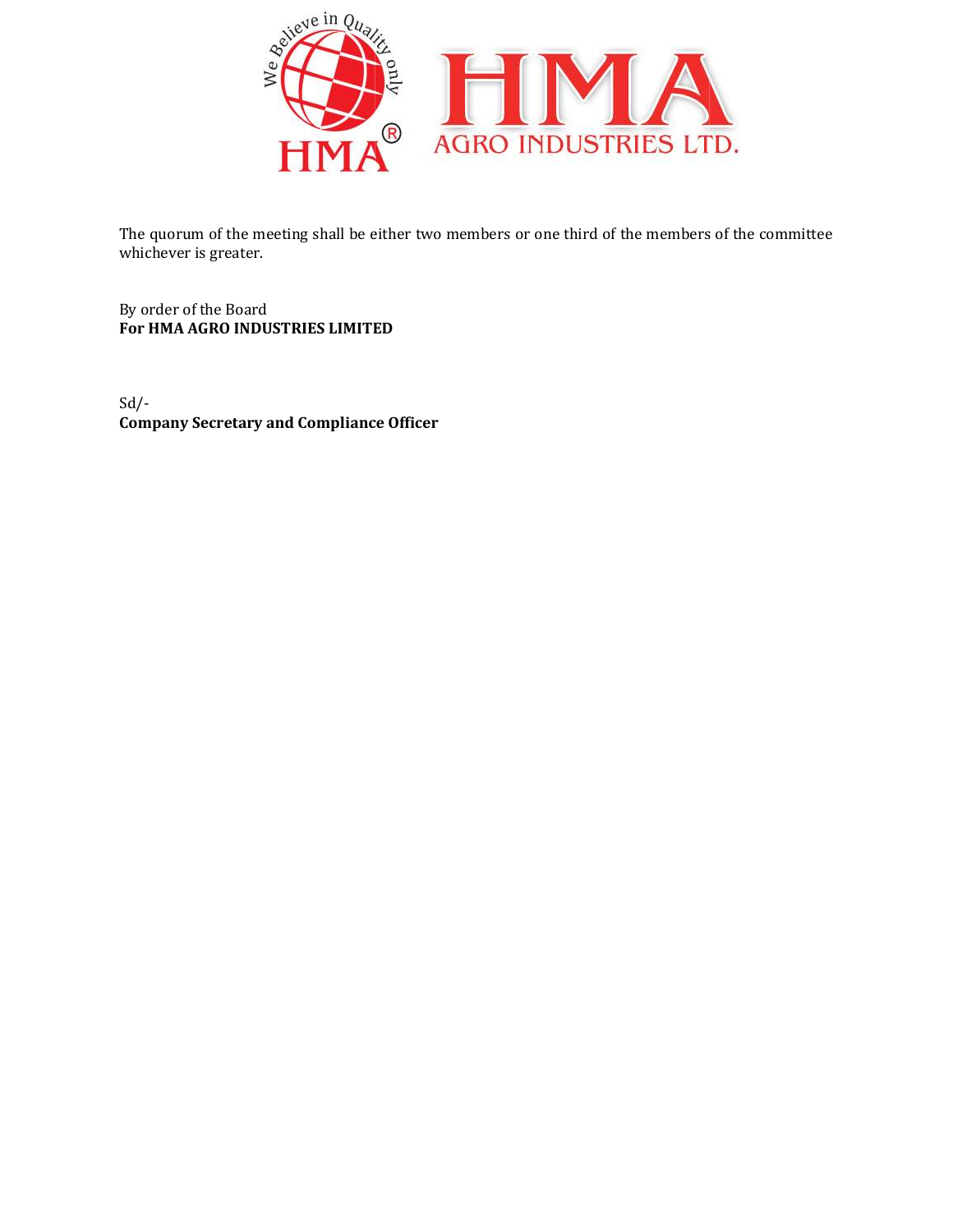The quorum of the meeting shall be either two members or one third of the members of the committee whichever is greater.

By order of the Board
**For HMA AGRO INDUSTRIES LIMITED**

Sd/-
**Company Secretary and Compliance Officer**